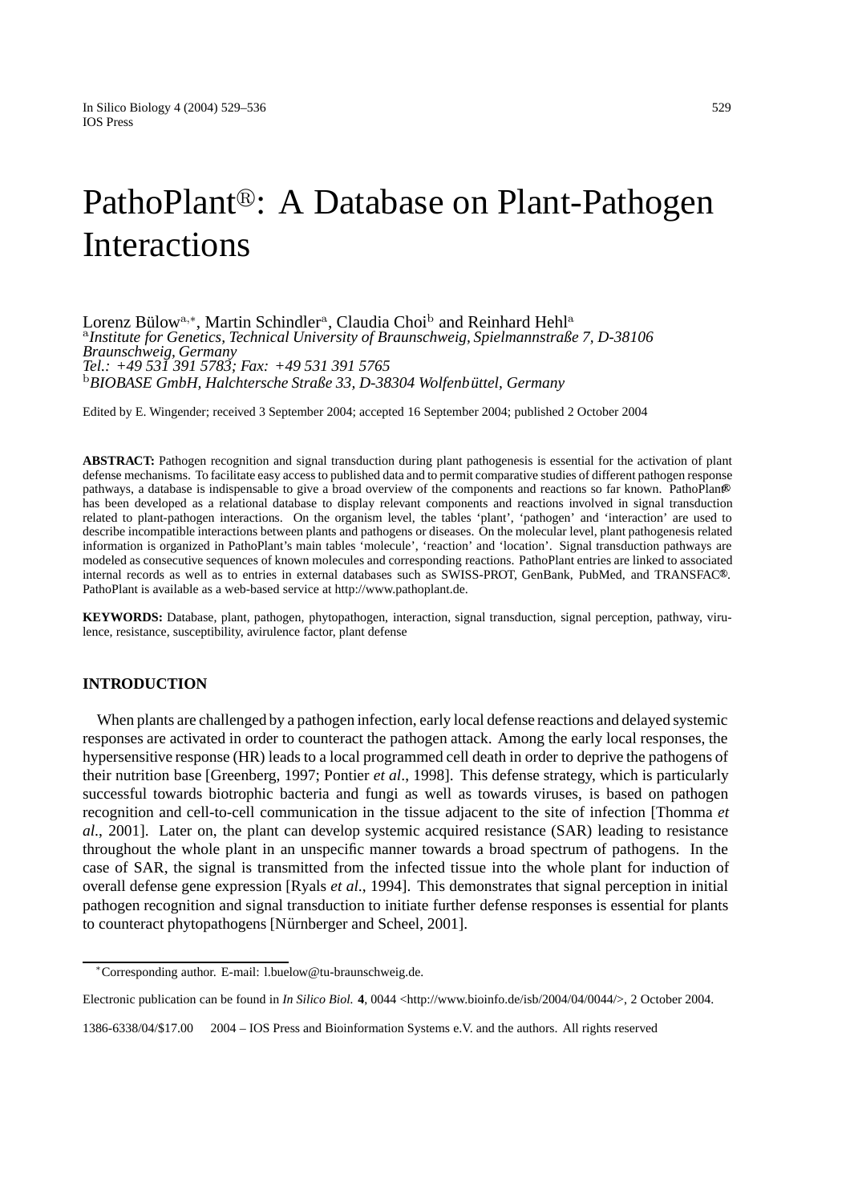# PathoPlant®: A Database on Plant-Pathogen Interactions

Lorenz Bülow[a,*], Martin Schindler[a], Claudia Choi[b] and Reinhard Hehl[a]

[a]*Institute for Genetics, Technical University of Braunschweig, Spielmannstraße 7, D-38106 Braunschweig, Germany*
*Tel.: +49 531 391 5783; Fax: +49 531 391 5765*

[b]*BIOBASE GmbH, Halchtersche Straße 33, D-38304 Wolfenbüttel, Germany*

Edited by E. Wingender; received 3 September 2004; accepted 16 September 2004; published 2 October 2004

**ABSTRACT:** Pathogen recognition and signal transduction during plant pathogenesis is essential for the activation of plant defense mechanisms. To facilitate easy access to published data and to permit comparative studies of different pathogen response pathways, a database is indispensable to give a broad overview of the components and reactions so far known. PathoPlant® has been developed as a relational database to display relevant components and reactions involved in signal transduction related to plant-pathogen interactions. On the organism level, the tables 'plant', 'pathogen' and 'interaction' are used to describe incompatible interactions between plants and pathogens or diseases. On the molecular level, plant pathogenesis related information is organized in PathoPlant's main tables 'molecule', 'reaction' and 'location'. Signal transduction pathways are modeled as consecutive sequences of known molecules and corresponding reactions. PathoPlant entries are linked to associated internal records as well as to entries in external databases such as SWISS-PROT, GenBank, PubMed, and TRANSFAC®. PathoPlant is available as a web-based service at http://www.pathoplant.de.

**KEYWORDS:** Database, plant, pathogen, phytopathogen, interaction, signal transduction, signal perception, pathway, virulence, resistance, susceptibility, avirulence factor, plant defense

## INTRODUCTION

When plants are challenged by a pathogen infection, early local defense reactions and delayed systemic responses are activated in order to counteract the pathogen attack. Among the early local responses, the hypersensitive response (HR) leads to a local programmed cell death in order to deprive the pathogens of their nutrition base [Greenberg, 1997; Pontier *et al*., 1998]. This defense strategy, which is particularly successful towards biotrophic bacteria and fungi as well as towards viruses, is based on pathogen recognition and cell-to-cell communication in the tissue adjacent to the site of infection [Thomma *et al*., 2001]. Later on, the plant can develop systemic acquired resistance (SAR) leading to resistance throughout the whole plant in an unspecific manner towards a broad spectrum of pathogens. In the case of SAR, the signal is transmitted from the infected tissue into the whole plant for induction of overall defense gene expression [Ryals *et al*., 1994]. This demonstrates that signal perception in initial pathogen recognition and signal transduction to initiate further defense responses is essential for plants to counteract phytopathogens [Nürnberger and Scheel, 2001].

*Corresponding author. E-mail: l.buelow@tu-braunschweig.de.

Electronic publication can be found in *In Silico Biol.* **4**, 0044 <http://www.bioinfo.de/isb/2004/04/0044/>, 2 October 2004.

1386-6338/04/$17.00 2004 – IOS Press and Bioinformation Systems e.V. and the authors. All rights reserved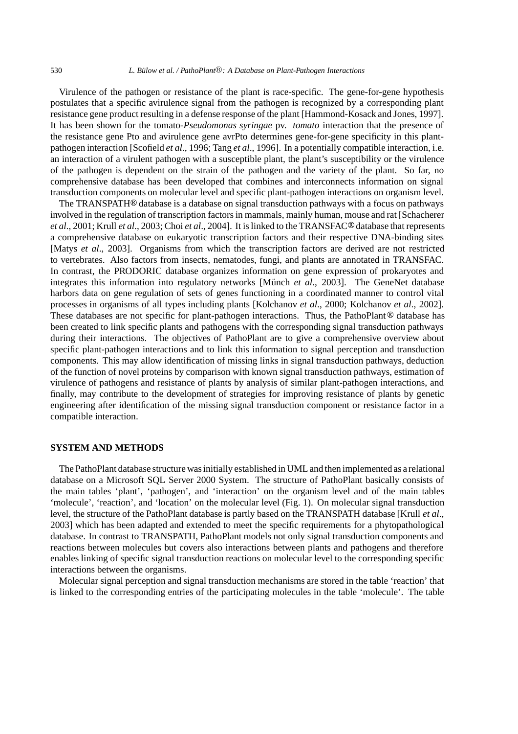Virulence of the pathogen or resistance of the plant is race-specific. The gene-for-gene hypothesis postulates that a specific avirulence signal from the pathogen is recognized by a corresponding plant resistance gene product resulting in a defense response of the plant [Hammond-Kosack and Jones, 1997]. It has been shown for the tomato-*Pseudomonas syringae* pv. *tomato* interaction that the presence of the resistance gene Pto and avirulence gene avrPto determines gene-for-gene specificity in this plant-pathogen interaction [Scofield *et al*., 1996; Tang *et al*., 1996]. In a potentially compatible interaction, i.e. an interaction of a virulent pathogen with a susceptible plant, the plant's susceptibility or the virulence of the pathogen is dependent on the strain of the pathogen and the variety of the plant. So far, no comprehensive database has been developed that combines and interconnects information on signal transduction components on molecular level and specific plant-pathogen interactions on organism level.

The TRANSPATH® database is a database on signal transduction pathways with a focus on pathways involved in the regulation of transcription factors in mammals, mainly human, mouse and rat [Schacherer *et al*., 2001; Krull *et al*., 2003; Choi *et al*., 2004]. It is linked to the TRANSFAC® database that represents a comprehensive database on eukaryotic transcription factors and their respective DNA-binding sites [Matys *et al*., 2003]. Organisms from which the transcription factors are derived are not restricted to vertebrates. Also factors from insects, nematodes, fungi, and plants are annotated in TRANSFAC. In contrast, the PRODORIC database organizes information on gene expression of prokaryotes and integrates this information into regulatory networks [Münch *et al*., 2003]. The GeneNet database harbors data on gene regulation of sets of genes functioning in a coordinated manner to control vital processes in organisms of all types including plants [Kolchanov *et al*., 2000; Kolchanov *et al*., 2002]. These databases are not specific for plant-pathogen interactions. Thus, the PathoPlant® database has been created to link specific plants and pathogens with the corresponding signal transduction pathways during their interactions. The objectives of PathoPlant are to give a comprehensive overview about specific plant-pathogen interactions and to link this information to signal perception and transduction components. This may allow identification of missing links in signal transduction pathways, deduction of the function of novel proteins by comparison with known signal transduction pathways, estimation of virulence of pathogens and resistance of plants by analysis of similar plant-pathogen interactions, and finally, may contribute to the development of strategies for improving resistance of plants by genetic engineering after identification of the missing signal transduction component or resistance factor in a compatible interaction.

## SYSTEM AND METHODS

The PathoPlant database structure was initially established in UML and then implemented as a relational database on a Microsoft SQL Server 2000 System. The structure of PathoPlant basically consists of the main tables 'plant', 'pathogen', and 'interaction' on the organism level and of the main tables 'molecule', 'reaction', and 'location' on the molecular level (Fig. 1). On molecular signal transduction level, the structure of the PathoPlant database is partly based on the TRANSPATH database [Krull *et al*., 2003] which has been adapted and extended to meet the specific requirements for a phytopathological database. In contrast to TRANSPATH, PathoPlant models not only signal transduction components and reactions between molecules but covers also interactions between plants and pathogens and therefore enables linking of specific signal transduction reactions on molecular level to the corresponding specific interactions between the organisms.

Molecular signal perception and signal transduction mechanisms are stored in the table 'reaction' that is linked to the corresponding entries of the participating molecules in the table 'molecule'. The table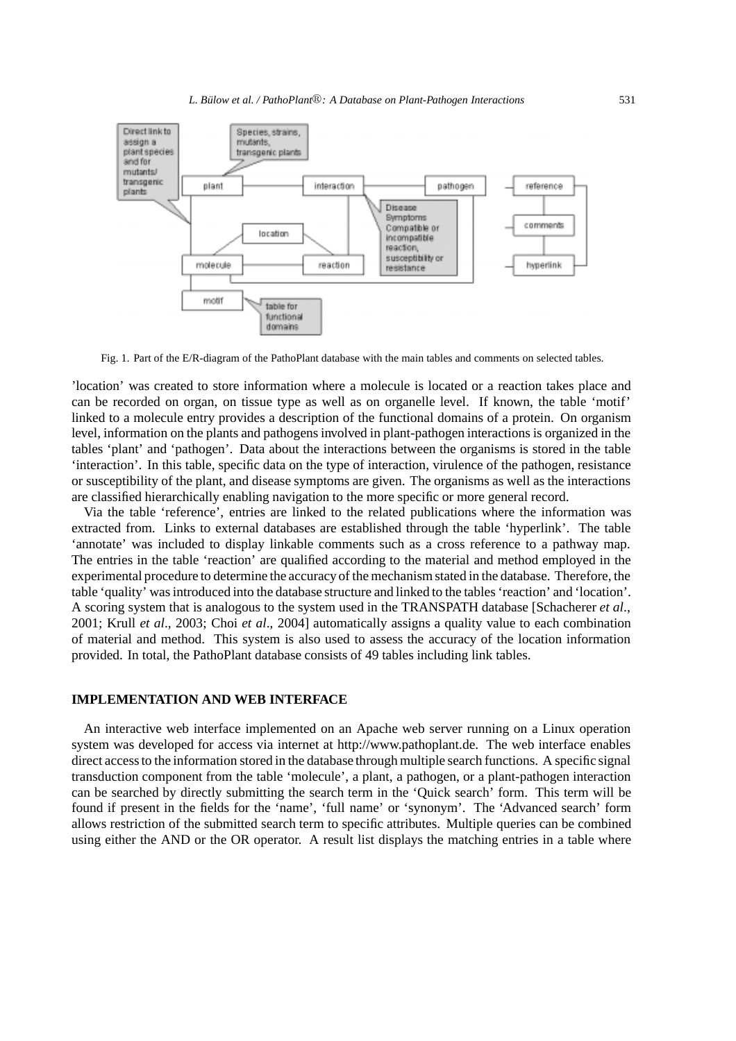Fig. 1. Part of the E/R-diagram of the PathoPlant database with the main tables and comments on selected tables.

'location' was created to store information where a molecule is located or a reaction takes place and can be recorded on organ, on tissue type as well as on organelle level. If known, the table 'motif' linked to a molecule entry provides a description of the functional domains of a protein. On organism level, information on the plants and pathogens involved in plant-pathogen interactions is organized in the tables 'plant' and 'pathogen'. Data about the interactions between the organisms is stored in the table 'interaction'. In this table, specific data on the type of interaction, virulence of the pathogen, resistance or susceptibility of the plant, and disease symptoms are given. The organisms as well as the interactions are classified hierarchically enabling navigation to the more specific or more general record.

Via the table 'reference', entries are linked to the related publications where the information was extracted from. Links to external databases are established through the table 'hyperlink'. The table 'annotate' was included to display linkable comments such as a cross reference to a pathway map. The entries in the table 'reaction' are qualified according to the material and method employed in the experimental procedure to determine the accuracy of the mechanism stated in the database. Therefore, the table 'quality' was introduced into the database structure and linked to the tables 'reaction' and 'location'. A scoring system that is analogous to the system used in the TRANSPATH database [Schacherer *et al*., 2001; Krull *et al*., 2003; Choi *et al*., 2004] automatically assigns a quality value to each combination of material and method. This system is also used to assess the accuracy of the location information provided. In total, the PathoPlant database consists of 49 tables including link tables.

## IMPLEMENTATION AND WEB INTERFACE

An interactive web interface implemented on an Apache web server running on a Linux operation system was developed for access via internet at http://www.pathoplant.de. The web interface enables direct access to the information stored in the database through multiple search functions. A specific signal transduction component from the table 'molecule', a plant, a pathogen, or a plant-pathogen interaction can be searched by directly submitting the search term in the 'Quick search' form. This term will be found if present in the fields for the 'name', 'full name' or 'synonym'. The 'Advanced search' form allows restriction of the submitted search term to specific attributes. Multiple queries can be combined using either the AND or the OR operator. A result list displays the matching entries in a table where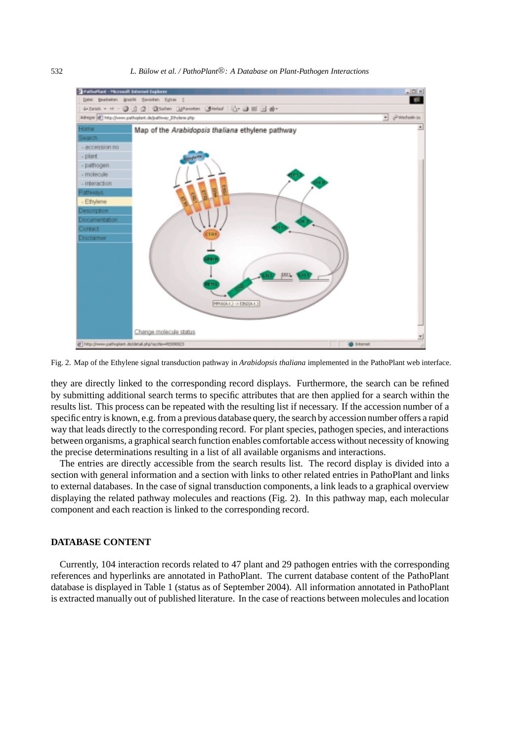Fig. 2. Map of the Ethylene signal transduction pathway in *Arabidopsis thaliana* implemented in the PathoPlant web interface.

they are directly linked to the corresponding record displays. Furthermore, the search can be refined by submitting additional search terms to specific attributes that are then applied for a search within the results list. This process can be repeated with the resulting list if necessary. If the accession number of a specific entry is known, e.g. from a previous database query, the search by accession number offers a rapid way that leads directly to the corresponding record. For plant species, pathogen species, and interactions between organisms, a graphical search function enables comfortable access without necessity of knowing the precise determinations resulting in a list of all available organisms and interactions.

The entries are directly accessible from the search results list. The record display is divided into a section with general information and a section with links to other related entries in PathoPlant and links to external databases. In the case of signal transduction components, a link leads to a graphical overview displaying the related pathway molecules and reactions (Fig. 2). In this pathway map, each molecular component and each reaction is linked to the corresponding record.

## DATABASE CONTENT

Currently, 104 interaction records related to 47 plant and 29 pathogen entries with the corresponding references and hyperlinks are annotated in PathoPlant. The current database content of the PathoPlant database is displayed in Table 1 (status as of September 2004). All information annotated in PathoPlant is extracted manually out of published literature. In the case of reactions between molecules and location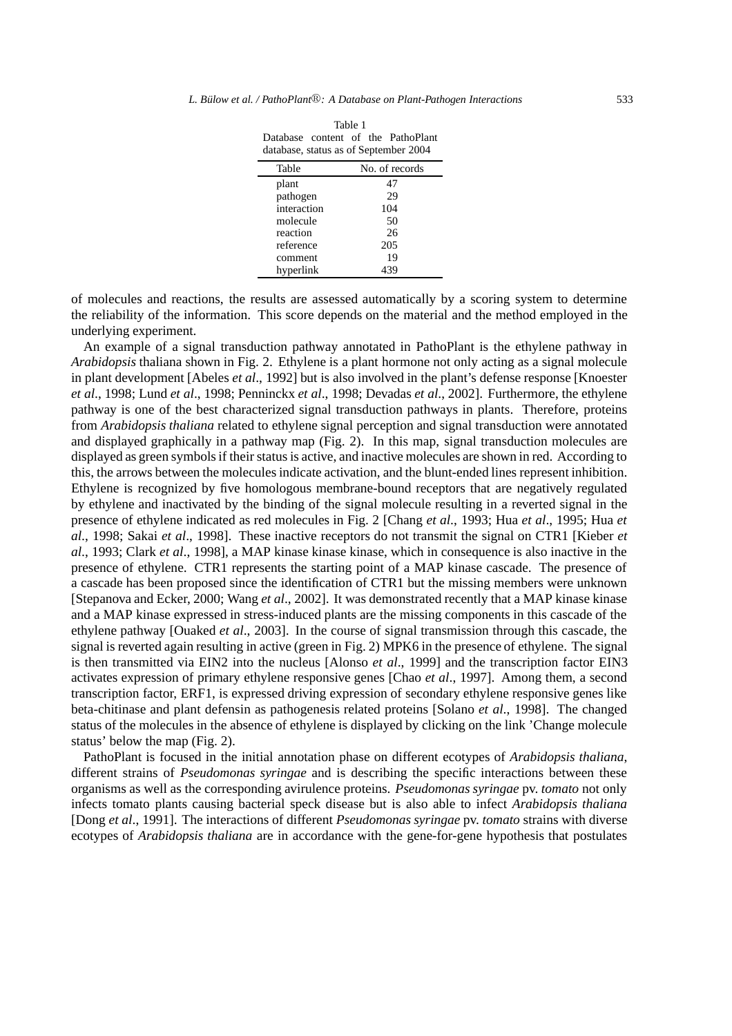Table 1
Database content of the PathoPlant database, status as of September 2004

| Table | No. of records |
|---|---|
| plant | 47 |
| pathogen | 29 |
| interaction | 104 |
| molecule | 50 |
| reaction | 26 |
| reference | 205 |
| comment | 19 |
| hyperlink | 439 |

of molecules and reactions, the results are assessed automatically by a scoring system to determine the reliability of the information. This score depends on the material and the method employed in the underlying experiment.

An example of a signal transduction pathway annotated in PathoPlant is the ethylene pathway in *Arabidopsis* thaliana shown in Fig. 2. Ethylene is a plant hormone not only acting as a signal molecule in plant development [Abeles *et al*., 1992] but is also involved in the plant's defense response [Knoester *et al*., 1998; Lund *et al*., 1998; Penninckx *et al*., 1998; Devadas *et al*., 2002]. Furthermore, the ethylene pathway is one of the best characterized signal transduction pathways in plants. Therefore, proteins from *Arabidopsis thaliana* related to ethylene signal perception and signal transduction were annotated and displayed graphically in a pathway map (Fig. 2). In this map, signal transduction molecules are displayed as green symbols if their status is active, and inactive molecules are shown in red. According to this, the arrows between the molecules indicate activation, and the blunt-ended lines represent inhibition. Ethylene is recognized by five homologous membrane-bound receptors that are negatively regulated by ethylene and inactivated by the binding of the signal molecule resulting in a reverted signal in the presence of ethylene indicated as red molecules in Fig. 2 [Chang *et al*., 1993; Hua *et al*., 1995; Hua *et al*., 1998; Sakai *et al*., 1998]. These inactive receptors do not transmit the signal on CTR1 [Kieber *et al*., 1993; Clark *et al*., 1998], a MAP kinase kinase kinase, which in consequence is also inactive in the presence of ethylene. CTR1 represents the starting point of a MAP kinase cascade. The presence of a cascade has been proposed since the identification of CTR1 but the missing members were unknown [Stepanova and Ecker, 2000; Wang *et al*., 2002]. It was demonstrated recently that a MAP kinase kinase and a MAP kinase expressed in stress-induced plants are the missing components in this cascade of the ethylene pathway [Ouaked *et al*., 2003]. In the course of signal transmission through this cascade, the signal is reverted again resulting in active (green in Fig. 2) MPK6 in the presence of ethylene. The signal is then transmitted via EIN2 into the nucleus [Alonso *et al*., 1999] and the transcription factor EIN3 activates expression of primary ethylene responsive genes [Chao *et al*., 1997]. Among them, a second transcription factor, ERF1, is expressed driving expression of secondary ethylene responsive genes like beta-chitinase and plant defensin as pathogenesis related proteins [Solano *et al*., 1998]. The changed status of the molecules in the absence of ethylene is displayed by clicking on the link 'Change molecule status' below the map (Fig. 2).

PathoPlant is focused in the initial annotation phase on different ecotypes of *Arabidopsis thaliana*, different strains of *Pseudomonas syringae* and is describing the specific interactions between these organisms as well as the corresponding avirulence proteins. *Pseudomonas syringae* pv. *tomato* not only infects tomato plants causing bacterial speck disease but is also able to infect *Arabidopsis thaliana* [Dong *et al*., 1991]. The interactions of different *Pseudomonas syringae* pv. *tomato* strains with diverse ecotypes of *Arabidopsis thaliana* are in accordance with the gene-for-gene hypothesis that postulates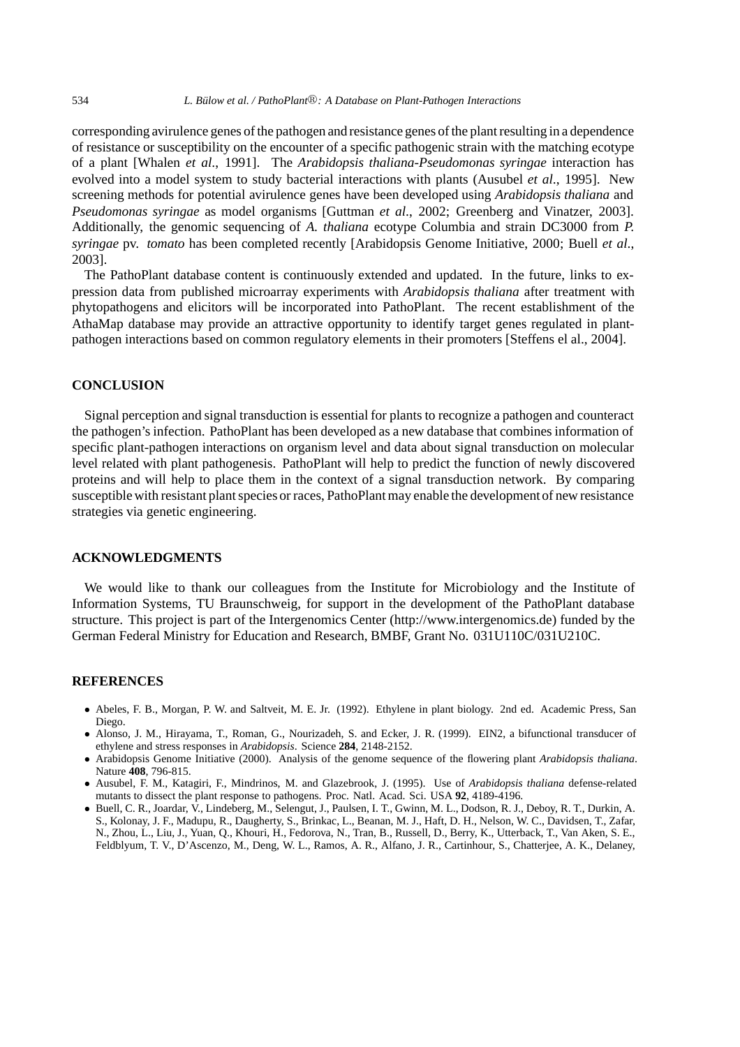corresponding avirulence genes of the pathogen and resistance genes of the plant resulting in a dependence of resistance or susceptibility on the encounter of a specific pathogenic strain with the matching ecotype of a plant [Whalen *et al*., 1991]. The *Arabidopsis thaliana-Pseudomonas syringae* interaction has evolved into a model system to study bacterial interactions with plants (Ausubel *et al*., 1995]. New screening methods for potential avirulence genes have been developed using *Arabidopsis thaliana* and *Pseudomonas syringae* as model organisms [Guttman *et al*., 2002; Greenberg and Vinatzer, 2003]. Additionally, the genomic sequencing of *A. thaliana* ecotype Columbia and strain DC3000 from *P. syringae* pv. *tomato* has been completed recently [Arabidopsis Genome Initiative, 2000; Buell *et al*., 2003].

The PathoPlant database content is continuously extended and updated. In the future, links to expression data from published microarray experiments with *Arabidopsis thaliana* after treatment with phytopathogens and elicitors will be incorporated into PathoPlant. The recent establishment of the AthaMap database may provide an attractive opportunity to identify target genes regulated in plant-pathogen interactions based on common regulatory elements in their promoters [Steffens el al., 2004].

## CONCLUSION

Signal perception and signal transduction is essential for plants to recognize a pathogen and counteract the pathogen's infection. PathoPlant has been developed as a new database that combines information of specific plant-pathogen interactions on organism level and data about signal transduction on molecular level related with plant pathogenesis. PathoPlant will help to predict the function of newly discovered proteins and will help to place them in the context of a signal transduction network. By comparing susceptible with resistant plant species or races, PathoPlant may enable the development of new resistance strategies via genetic engineering.

## ACKNOWLEDGMENTS

We would like to thank our colleagues from the Institute for Microbiology and the Institute of Information Systems, TU Braunschweig, for support in the development of the PathoPlant database structure. This project is part of the Intergenomics Center (http://www.intergenomics.de) funded by the German Federal Ministry for Education and Research, BMBF, Grant No. 031U110C/031U210C.

## REFERENCES

- Abeles, F. B., Morgan, P. W. and Saltveit, M. E. Jr. (1992). Ethylene in plant biology. 2nd ed. Academic Press, San Diego.
- Alonso, J. M., Hirayama, T., Roman, G., Nourizadeh, S. and Ecker, J. R. (1999). EIN2, a bifunctional transducer of ethylene and stress responses in *Arabidopsis*. Science **284**, 2148-2152.
- Arabidopsis Genome Initiative (2000). Analysis of the genome sequence of the flowering plant *Arabidopsis thaliana*. Nature **408**, 796-815.
- Ausubel, F. M., Katagiri, F., Mindrinos, M. and Glazebrook, J. (1995). Use of *Arabidopsis thaliana* defense-related mutants to dissect the plant response to pathogens. Proc. Natl. Acad. Sci. USA **92**, 4189-4196.
- Buell, C. R., Joardar, V., Lindeberg, M., Selengut, J., Paulsen, I. T., Gwinn, M. L., Dodson, R. J., Deboy, R. T., Durkin, A. S., Kolonay, J. F., Madupu, R., Daugherty, S., Brinkac, L., Beanan, M. J., Haft, D. H., Nelson, W. C., Davidsen, T., Zafar, N., Zhou, L., Liu, J., Yuan, Q., Khouri, H., Fedorova, N., Tran, B., Russell, D., Berry, K., Utterback, T., Van Aken, S. E., Feldblyum, T. V., D'Ascenzo, M., Deng, W. L., Ramos, A. R., Alfano, J. R., Cartinhour, S., Chatterjee, A. K., Delaney,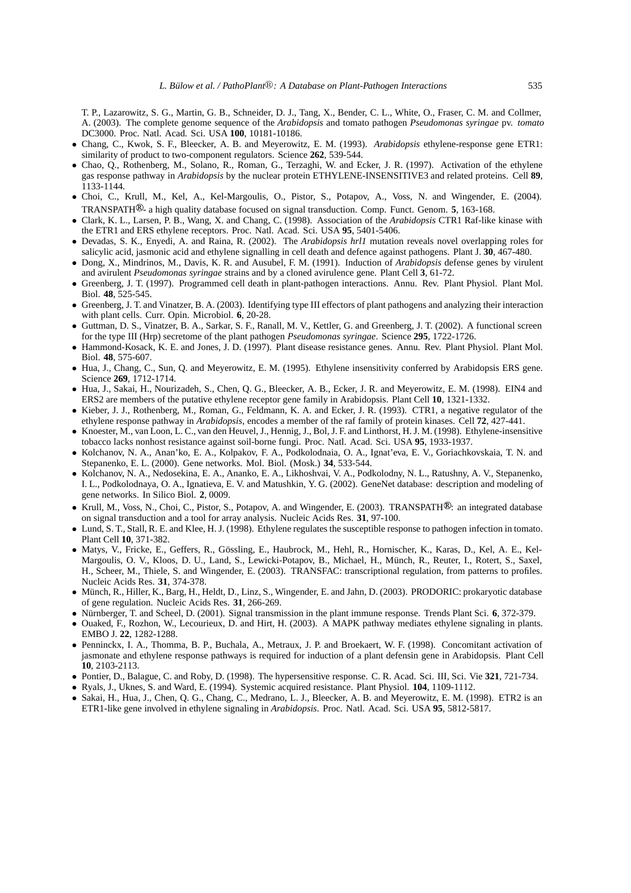T. P., Lazarowitz, S. G., Martin, G. B., Schneider, D. J., Tang, X., Bender, C. L., White, O., Fraser, C. M. and Collmer, A. (2003). The complete genome sequence of the *Arabidopsis* and tomato pathogen *Pseudomonas syringae* pv. *tomato* DC3000. Proc. Natl. Acad. Sci. USA **100**, 10181-10186.

- Chang, C., Kwok, S. F., Bleecker, A. B. and Meyerowitz, E. M. (1993). *Arabidopsis* ethylene-response gene ETR1: similarity of product to two-component regulators. Science **262**, 539-544.
- Chao, Q., Rothenberg, M., Solano, R., Roman, G., Terzaghi, W. and Ecker, J. R. (1997). Activation of the ethylene gas response pathway in *Arabidopsis* by the nuclear protein ETHYLENE-INSENSITIVE3 and related proteins. Cell **89**, 1133-1144.
- Choi, C., Krull, M., Kel, A., Kel-Margoulis, O., Pistor, S., Potapov, A., Voss, N. and Wingender, E. (2004). TRANSPATH®- a high quality database focused on signal transduction. Comp. Funct. Genom. **5**, 163-168.
- Clark, K. L., Larsen, P. B., Wang, X. and Chang, C. (1998). Association of the *Arabidopsis* CTR1 Raf-like kinase with the ETR1 and ERS ethylene receptors. Proc. Natl. Acad. Sci. USA **95**, 5401-5406.
- Devadas, S. K., Enyedi, A. and Raina, R. (2002). The *Arabidopsis hrl1* mutation reveals novel overlapping roles for salicylic acid, jasmonic acid and ethylene signalling in cell death and defence against pathogens. Plant J. **30**, 467-480.
- Dong, X., Mindrinos, M., Davis, K. R. and Ausubel, F. M. (1991). Induction of *Arabidopsis* defense genes by virulent and avirulent *Pseudomonas syringae* strains and by a cloned avirulence gene. Plant Cell **3**, 61-72.
- Greenberg, J. T. (1997). Programmed cell death in plant-pathogen interactions. Annu. Rev. Plant Physiol. Plant Mol. Biol. **48**, 525-545.
- Greenberg, J. T. and Vinatzer, B. A. (2003). Identifying type III effectors of plant pathogens and analyzing their interaction with plant cells. Curr. Opin. Microbiol. **6**, 20-28.
- Guttman, D. S., Vinatzer, B. A., Sarkar, S. F., Ranall, M. V., Kettler, G. and Greenberg, J. T. (2002). A functional screen for the type III (Hrp) secretome of the plant pathogen *Pseudomonas syringae*. Science **295**, 1722-1726.
- Hammond-Kosack, K. E. and Jones, J. D. (1997). Plant disease resistance genes. Annu. Rev. Plant Physiol. Plant Mol. Biol. **48**, 575-607.
- Hua, J., Chang, C., Sun, Q. and Meyerowitz, E. M. (1995). Ethylene insensitivity conferred by Arabidopsis ERS gene. Science **269**, 1712-1714.
- Hua, J., Sakai, H., Nourizadeh, S., Chen, Q. G., Bleecker, A. B., Ecker, J. R. and Meyerowitz, E. M. (1998). EIN4 and ERS2 are members of the putative ethylene receptor gene family in Arabidopsis. Plant Cell **10**, 1321-1332.
- Kieber, J. J., Rothenberg, M., Roman, G., Feldmann, K. A. and Ecker, J. R. (1993). CTR1, a negative regulator of the ethylene response pathway in *Arabidopsis*, encodes a member of the raf family of protein kinases. Cell **72**, 427-441.
- Knoester, M., van Loon, L. C., van den Heuvel, J., Hennig, J., Bol, J. F. and Linthorst, H. J. M. (1998). Ethylene-insensitive tobacco lacks nonhost resistance against soil-borne fungi. Proc. Natl. Acad. Sci. USA **95**, 1933-1937.
- Kolchanov, N. A., Anan'ko, E. A., Kolpakov, F. A., Podkolodnaia, O. A., Ignat'eva, E. V., Goriachkovskaia, T. N. and Stepanenko, E. L. (2000). Gene networks. Mol. Biol. (Mosk.) **34**, 533-544.
- Kolchanov, N. A., Nedosekina, E. A., Ananko, E. A., Likhoshvai, V. A., Podkolodny, N. L., Ratushny, A. V., Stepanenko, I. L., Podkolodnaya, O. A., Ignatieva, E. V. and Matushkin, Y. G. (2002). GeneNet database: description and modeling of gene networks. In Silico Biol. **2**, 0009.
- Krull, M., Voss, N., Choi, C., Pistor, S., Potapov, A. and Wingender, E. (2003). TRANSPATH®: an integrated database on signal transduction and a tool for array analysis. Nucleic Acids Res. **31**, 97-100.
- Lund, S. T., Stall, R. E. and Klee, H. J. (1998). Ethylene regulates the susceptible response to pathogen infection in tomato. Plant Cell **10**, 371-382.
- Matys, V., Fricke, E., Geffers, R., Gössling, E., Haubrock, M., Hehl, R., Hornischer, K., Karas, D., Kel, A. E., Kel-Margoulis, O. V., Kloos, D. U., Land, S., Lewicki-Potapov, B., Michael, H., Münch, R., Reuter, I., Rotert, S., Saxel, H., Scheer, M., Thiele, S. and Wingender, E. (2003). TRANSFAC: transcriptional regulation, from patterns to profiles. Nucleic Acids Res. **31**, 374-378.
- Münch, R., Hiller, K., Barg, H., Heldt, D., Linz, S., Wingender, E. and Jahn, D. (2003). PRODORIC: prokaryotic database of gene regulation. Nucleic Acids Res. **31**, 266-269.
- Nürnberger, T. and Scheel, D. (2001). Signal transmission in the plant immune response. Trends Plant Sci. **6**, 372-379.
- Ouaked, F., Rozhon, W., Lecourieux, D. and Hirt, H. (2003). A MAPK pathway mediates ethylene signaling in plants. EMBO J. **22**, 1282-1288.
- Penninckx, I. A., Thomma, B. P., Buchala, A., Metraux, J. P. and Broekaert, W. F. (1998). Concomitant activation of jasmonate and ethylene response pathways is required for induction of a plant defensin gene in Arabidopsis. Plant Cell **10**, 2103-2113.
- Pontier, D., Balague, C. and Roby, D. (1998). The hypersensitive response. C. R. Acad. Sci. III, Sci. Vie **321**, 721-734.
- Ryals, J., Uknes, S. and Ward, E. (1994). Systemic acquired resistance. Plant Physiol. **104**, 1109-1112.
- Sakai, H., Hua, J., Chen, Q. G., Chang, C., Medrano, L. J., Bleecker, A. B. and Meyerowitz, E. M. (1998). ETR2 is an ETR1-like gene involved in ethylene signaling in *Arabidopsis*. Proc. Natl. Acad. Sci. USA **95**, 5812-5817.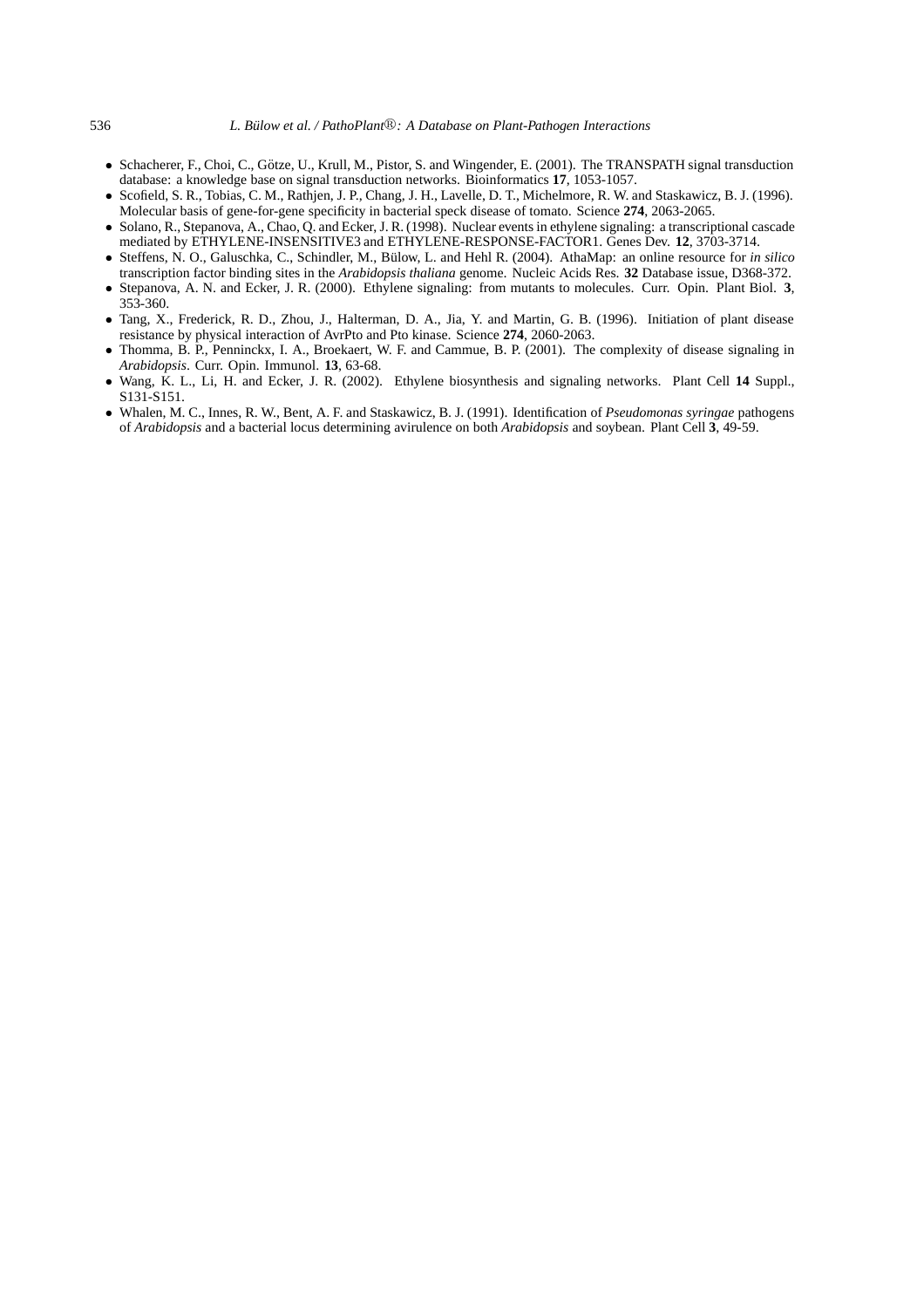- Schacherer, F., Choi, C., Götze, U., Krull, M., Pistor, S. and Wingender, E. (2001). The TRANSPATH signal transduction database: a knowledge base on signal transduction networks. Bioinformatics **17**, 1053-1057.
- Scofield, S. R., Tobias, C. M., Rathjen, J. P., Chang, J. H., Lavelle, D. T., Michelmore, R. W. and Staskawicz, B. J. (1996). Molecular basis of gene-for-gene specificity in bacterial speck disease of tomato. Science **274**, 2063-2065.
- Solano, R., Stepanova, A., Chao, Q. and Ecker, J. R. (1998). Nuclear events in ethylene signaling: a transcriptional cascade mediated by ETHYLENE-INSENSITIVE3 and ETHYLENE-RESPONSE-FACTOR1. Genes Dev. **12**, 3703-3714.
- Steffens, N. O., Galuschka, C., Schindler, M., Bülow, L. and Hehl R. (2004). AthaMap: an online resource for *in silico* transcription factor binding sites in the *Arabidopsis thaliana* genome. Nucleic Acids Res. **32** Database issue, D368-372.
- Stepanova, A. N. and Ecker, J. R. (2000). Ethylene signaling: from mutants to molecules. Curr. Opin. Plant Biol. **3**, 353-360.
- Tang, X., Frederick, R. D., Zhou, J., Halterman, D. A., Jia, Y. and Martin, G. B. (1996). Initiation of plant disease resistance by physical interaction of AvrPto and Pto kinase. Science **274**, 2060-2063.
- Thomma, B. P., Penninckx, I. A., Broekaert, W. F. and Cammue, B. P. (2001). The complexity of disease signaling in *Arabidopsis*. Curr. Opin. Immunol. **13**, 63-68.
- Wang, K. L., Li, H. and Ecker, J. R. (2002). Ethylene biosynthesis and signaling networks. Plant Cell **14** Suppl., S131-S151.
- Whalen, M. C., Innes, R. W., Bent, A. F. and Staskawicz, B. J. (1991). Identification of *Pseudomonas syringae* pathogens of *Arabidopsis* and a bacterial locus determining avirulence on both *Arabidopsis* and soybean. Plant Cell **3**, 49-59.